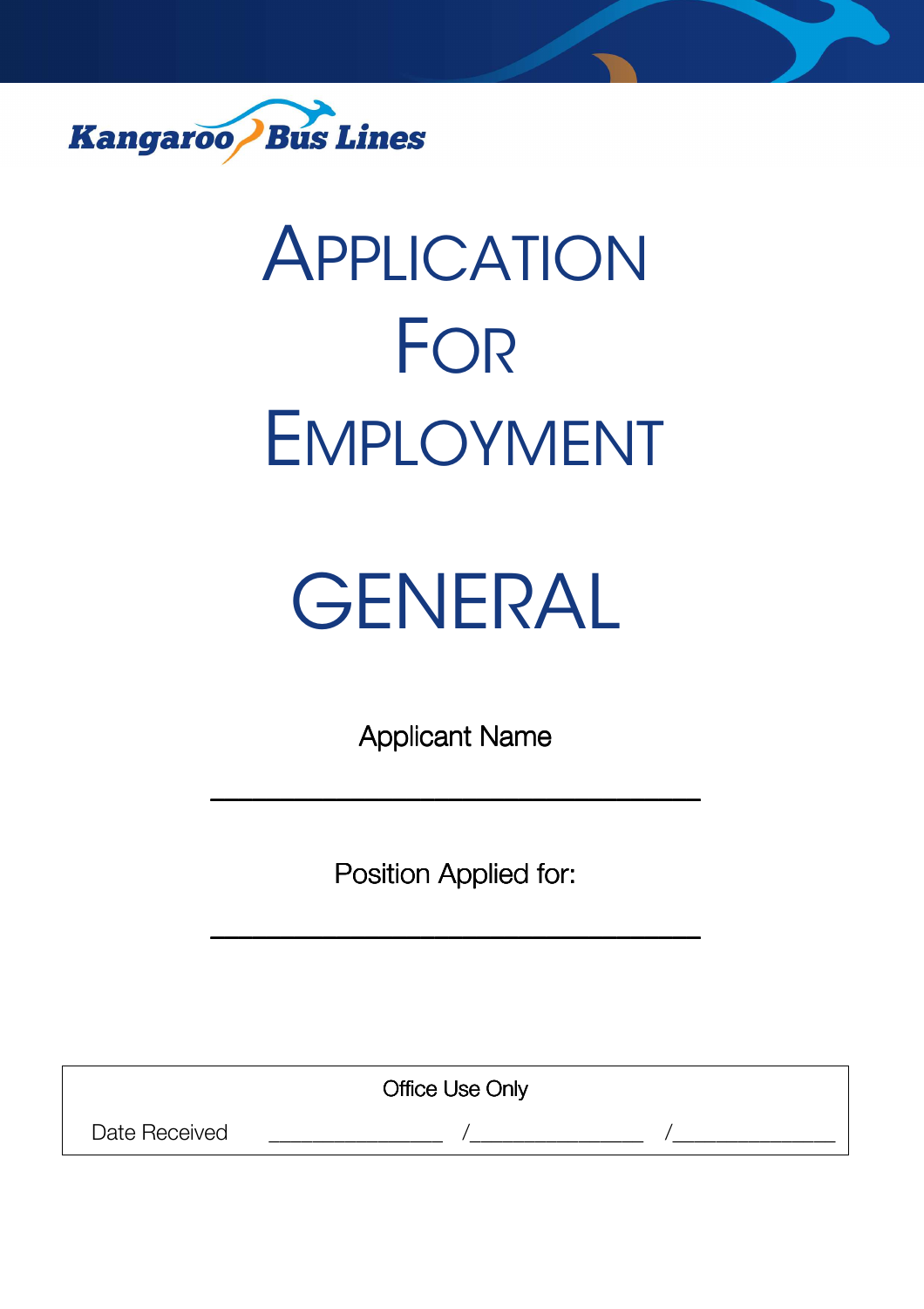Kangaroo Bus Lines

# APPLICATION FOR EMPLOYMENT

# GENERAL

Applicant Name

______________________________

Position Applied for:

______________________________

| Office Use Only | | | |
|---|---|---|---|
| Date Received | ________________ | /________________ | /________________ |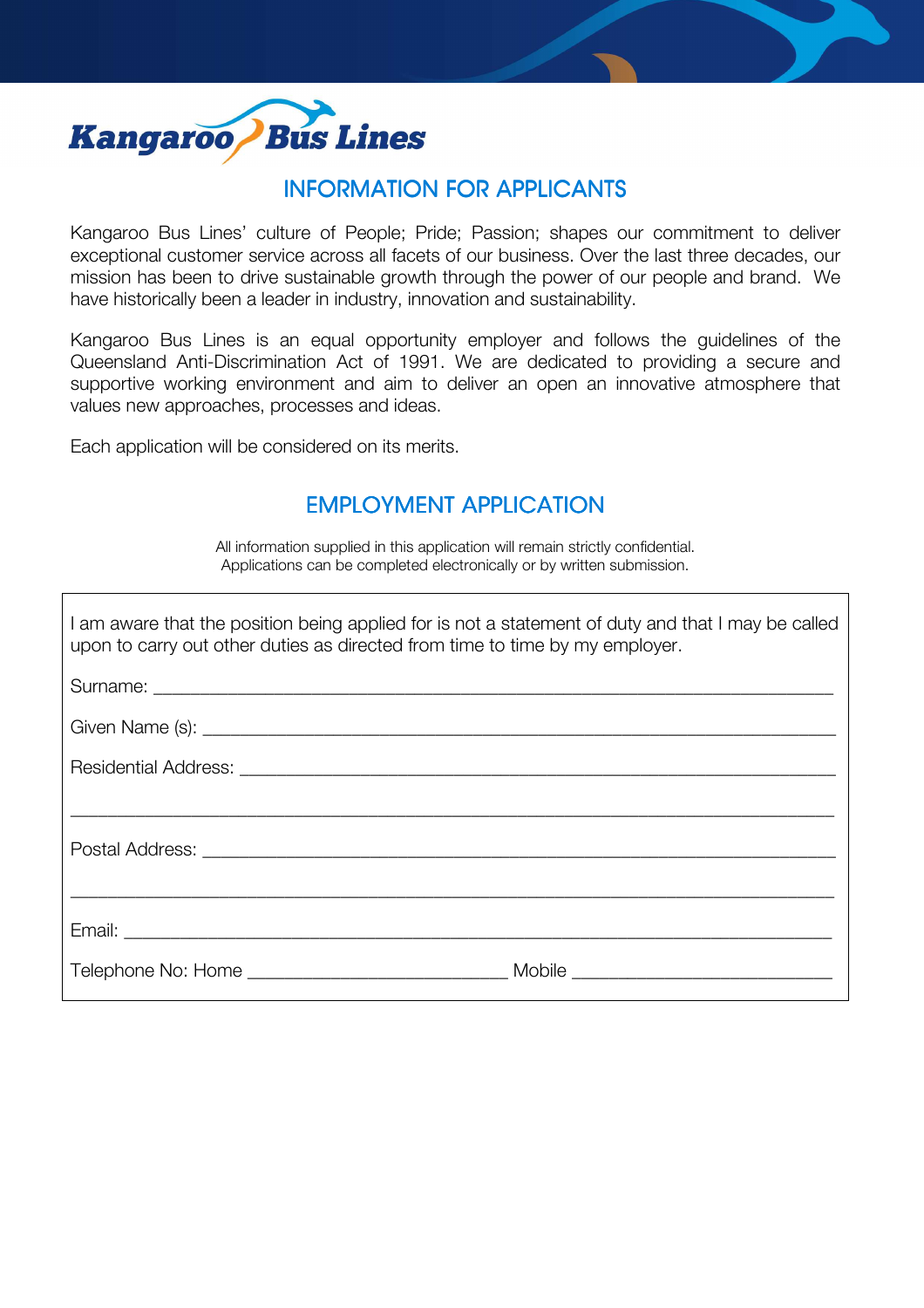Kangaroo Bus Lines

## INFORMATION FOR APPLICANTS

Kangaroo Bus Lines' culture of People; Pride; Passion; shapes our commitment to deliver exceptional customer service across all facets of our business. Over the last three decades, our mission has been to drive sustainable growth through the power of our people and brand. We have historically been a leader in industry, innovation and sustainability.

Kangaroo Bus Lines is an equal opportunity employer and follows the guidelines of the Queensland Anti-Discrimination Act of 1991. We are dedicated to providing a secure and supportive working environment and aim to deliver an open an innovative atmosphere that values new approaches, processes and ideas.

Each application will be considered on its merits.

## EMPLOYMENT APPLICATION

All information supplied in this application will remain strictly confidential.
Applications can be completed electronically or by written submission.

I am aware that the position being applied for is not a statement of duty and that I may be called upon to carry out other duties as directed from time to time by my employer.

Surname: ____________________________________________________________________

Given Name (s): ______________________________________________________________

Residential Address: ___________________________________________________________

______________________________________________________________________________

Postal Address: _______________________________________________________________

______________________________________________________________________________

Email: _______________________________________________________________________

Telephone No: Home ___________________________ Mobile ___________________________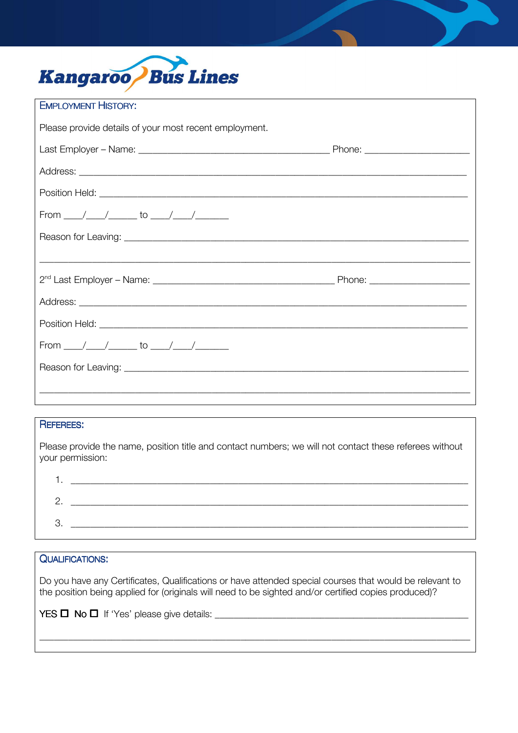Kangaroo Bus Lines

## Employment History:

Please provide details of your most recent employment.

Last Employer – Name: ______________________________________ Phone: ____________________

Address: _____________________________________________________________________________

Position Held: _________________________________________________________________________

From ____/____/______ to ____/____/_______

Reason for Leaving: ____________________________________________________________________

______________________________________________________________________________________

2nd Last Employer – Name: ____________________________________ Phone: ___________________

Address: _____________________________________________________________________________

Position Held: _________________________________________________________________________

From ____/____/______ to ____/____/_______

Reason for Leaving: ____________________________________________________________________

______________________________________________________________________________________

## Referees:

Please provide the name, position title and contact numbers; we will not contact these referees without your permission:

1. ________________________________________________________________________________
2. ________________________________________________________________________________
3. ________________________________________________________________________________

## Qualifications:

Do you have any Certificates, Qualifications or have attended special courses that would be relevant to the position being applied for (originals will need to be sighted and/or certified copies produced)?

YES ☐ No ☐ If 'Yes' please give details: ______________________________________________

______________________________________________________________________________________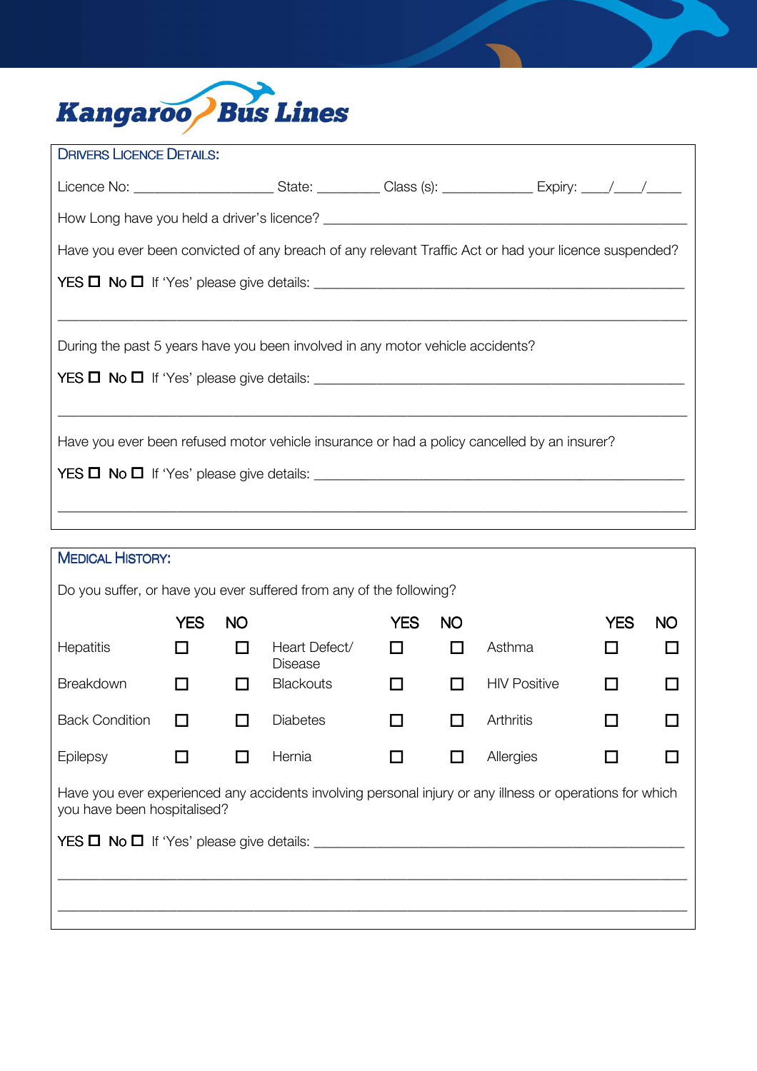**Kangaroo Bus Lines**

## Drivers Licence Details:

Licence No: ___________________ State: ________ Class (s): ____________ Expiry: ____/____/_____

How Long have you held a driver's licence? _____________________________________________

Have you ever been convicted of any breach of any relevant Traffic Act or had your licence suspended?

YES ☐ No ☐ If 'Yes' please give details: ______________________________________________

_____________________________________________________________________________

During the past 5 years have you been involved in any motor vehicle accidents?

YES ☐ No ☐ If 'Yes' please give details: ______________________________________________

_____________________________________________________________________________

Have you ever been refused motor vehicle insurance or had a policy cancelled by an insurer?

YES ☐ No ☐ If 'Yes' please give details: ______________________________________________

_____________________________________________________________________________

## Medical History:

Do you suffer, or have you ever suffered from any of the following?

| | YES | NO | | YES | NO | | YES | NO |
|---|---|---|---|---|---|---|---|---|
| Hepatitis | ☐ | ☐ | Heart Defect/ Disease | ☐ | ☐ | Asthma | ☐ | ☐ |
| Breakdown | ☐ | ☐ | Blackouts | ☐ | ☐ | HIV Positive | ☐ | ☐ |
| Back Condition | ☐ | ☐ | Diabetes | ☐ | ☐ | Arthritis | ☐ | ☐ |
| Epilepsy | ☐ | ☐ | Hernia | ☐ | ☐ | Allergies | ☐ | ☐ |

Have you ever experienced any accidents involving personal injury or any illness or operations for which you have been hospitalised?

YES ☐ No ☐ If 'Yes' please give details: ______________________________________________

_____________________________________________________________________________

_____________________________________________________________________________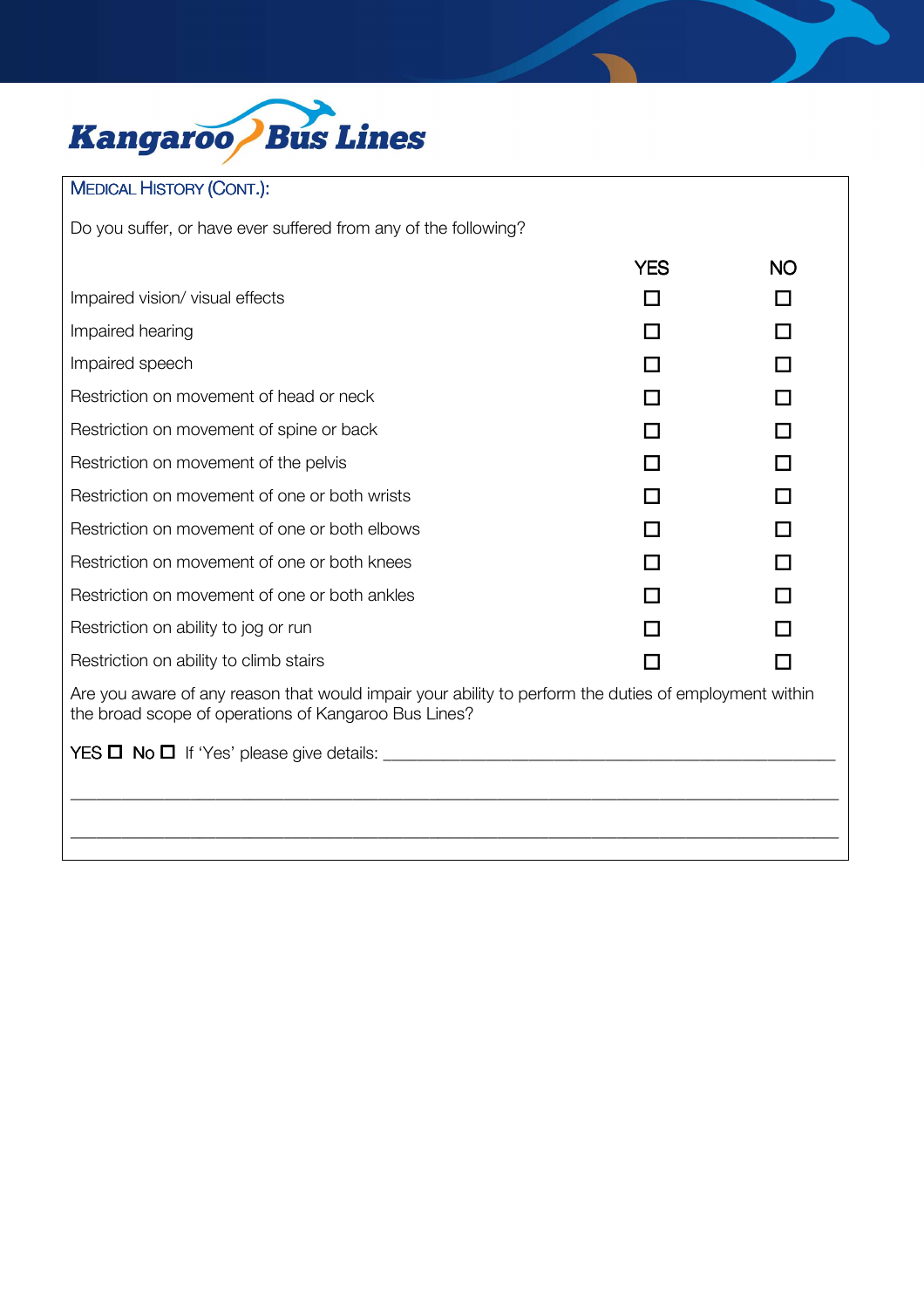## MEDICAL HISTORY (CONT.):

Do you suffer, or have ever suffered from any of the following?

| | YES | NO |
|---|---|---|
| Impaired vision/ visual effects | ☐ | ☐ |
| Impaired hearing | ☐ | ☐ |
| Impaired speech | ☐ | ☐ |
| Restriction on movement of head or neck | ☐ | ☐ |
| Restriction on movement of spine or back | ☐ | ☐ |
| Restriction on movement of the pelvis | ☐ | ☐ |
| Restriction on movement of one or both wrists | ☐ | ☐ |
| Restriction on movement of one or both elbows | ☐ | ☐ |
| Restriction on movement of one or both knees | ☐ | ☐ |
| Restriction on movement of one or both ankles | ☐ | ☐ |
| Restriction on ability to jog or run | ☐ | ☐ |
| Restriction on ability to climb stairs | ☐ | ☐ |

Are you aware of any reason that would impair your ability to perform the duties of employment within the broad scope of operations of Kangaroo Bus Lines?

YES ☐ No ☐ If 'Yes' please give details: ____________________________________________

______________________________________________________________________________

______________________________________________________________________________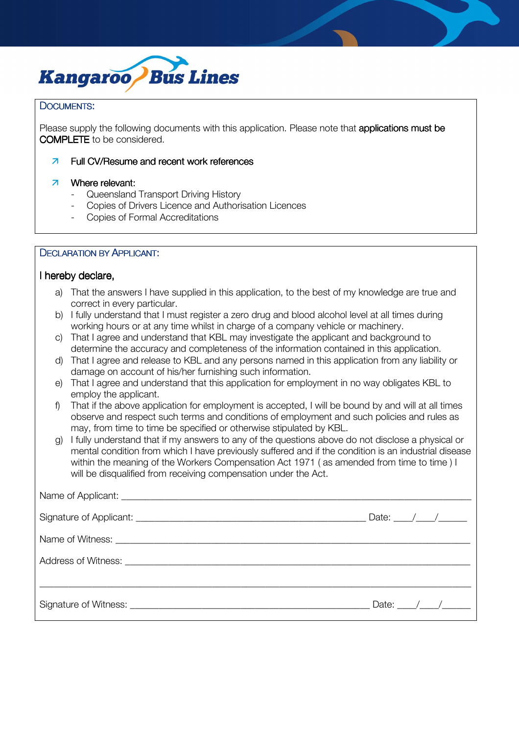## Documents:

Please supply the following documents with this application. Please note that **applications must be COMPLETE** to be considered.

- **Full CV/Resume and recent work references**
- **Where relevant:**
  - Queensland Transport Driving History
  - Copies of Drivers Licence and Authorisation Licences
  - Copies of Formal Accreditations

## Declaration by Applicant:

**I hereby declare,**

a) That the answers I have supplied in this application, to the best of my knowledge are true and correct in every particular.

b) I fully understand that I must register a zero drug and blood alcohol level at all times during working hours or at any time whilst in charge of a company vehicle or machinery.

c) That I agree and understand that KBL may investigate the applicant and background to determine the accuracy and completeness of the information contained in this application.

d) That I agree and release to KBL and any persons named in this application from any liability or damage on account of his/her furnishing such information.

e) That I agree and understand that this application for employment in no way obligates KBL to employ the applicant.

f) That if the above application for employment is accepted, I will be bound by and will at all times observe and respect such terms and conditions of employment and such policies and rules as may, from time to time be specified or otherwise stipulated by KBL.

g) I fully understand that if my answers to any of the questions above do not disclose a physical or mental condition from which I have previously suffered and if the condition is an industrial disease within the meaning of the Workers Compensation Act 1971 ( as amended from time to time ) I will be disqualified from receiving compensation under the Act.

Name of Applicant: ______________________________________________

Signature of Applicant: ______________________________ Date: ____/____/______

Name of Witness: ______________________________________________

Address of Witness: ______________________________________________

______________________________________________

Signature of Witness: ______________________________ Date: ____/____/______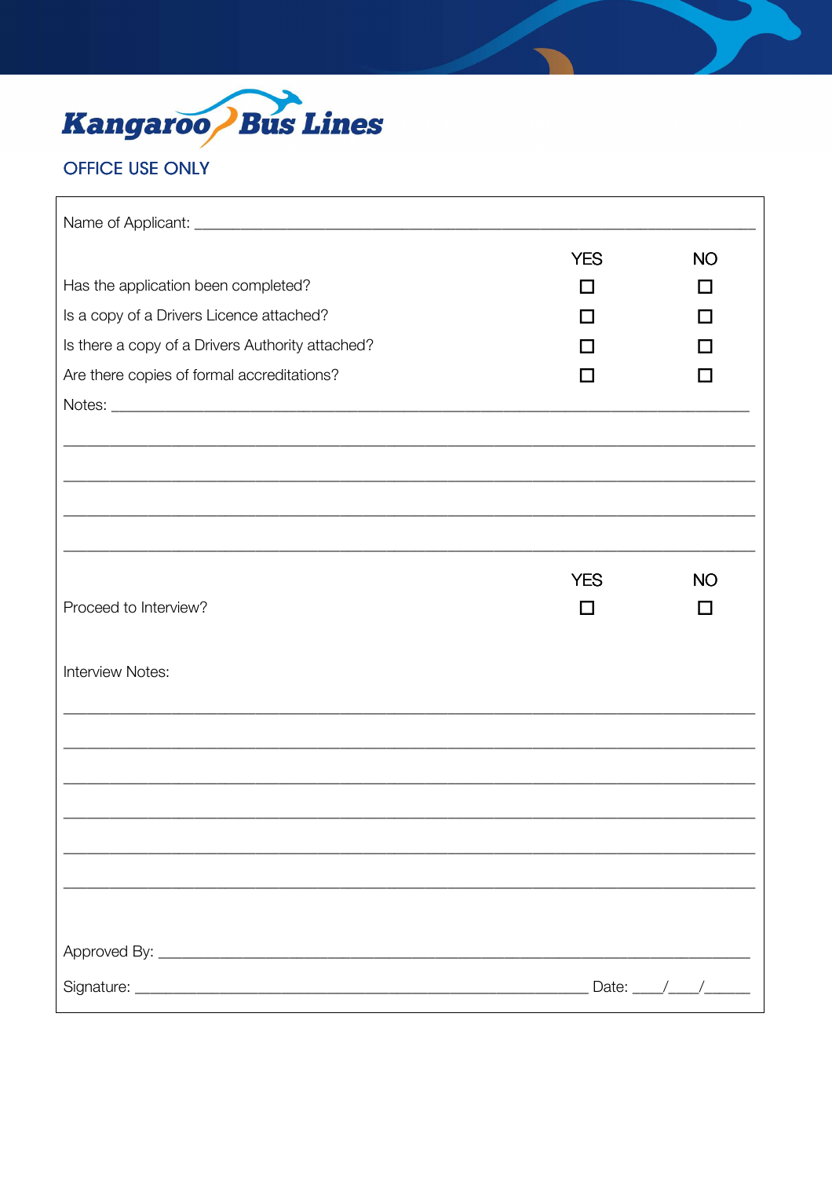Kangaroo Bus Lines

## OFFICE USE ONLY

Name of Applicant: ______________________________________________________________

| | YES | NO |
|---|---|---|
| Has the application been completed? | ☐ | ☐ |
| Is a copy of a Drivers Licence attached? | ☐ | ☐ |
| Is there a copy of a Drivers Authority attached? | ☐ | ☐ |
| Are there copies of formal accreditations? | ☐ | ☐ |

Notes: ______________________________________________________________

______________________________________________________________

______________________________________________________________

______________________________________________________________

______________________________________________________________

| | YES | NO |
|---|---|---|
| Proceed to Interview? | ☐ | ☐ |

Interview Notes:

______________________________________________________________

______________________________________________________________

______________________________________________________________

______________________________________________________________

______________________________________________________________

______________________________________________________________

Approved By: ______________________________________________________________

Signature: ______________________________________________ Date: ____/____/______